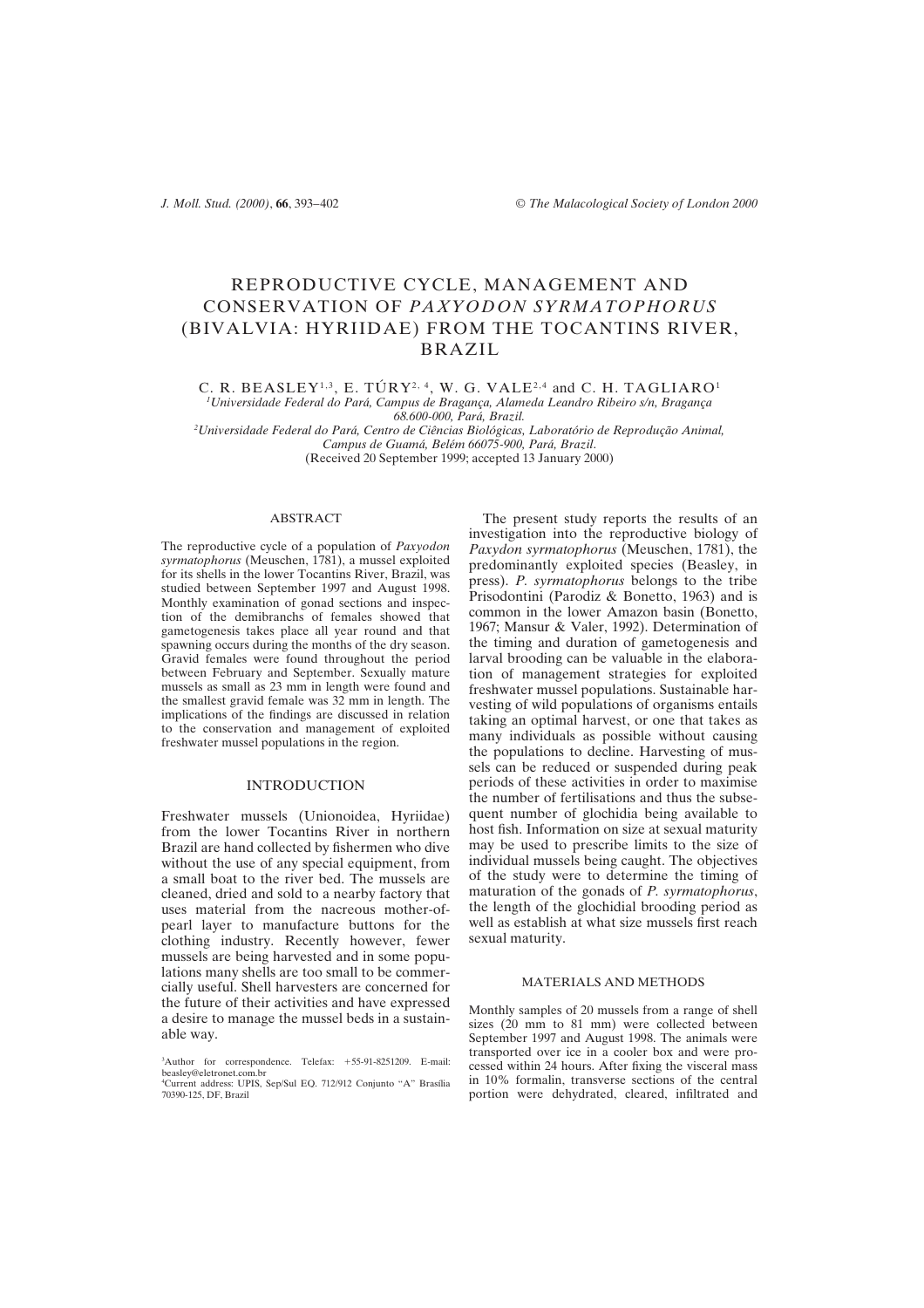# REPRODUCTIVE CYCLE, MANAGEMENT AND CONSERVATION OF *PAXYODON SYRMATOPHORUS* (BIVALVIA: HYRIIDAE) FROM THE TOCANTINS RIVER, BRAZIL

C. R. BEASLEY[1,3], E. TÚRY[2,4], W. G. VALE[2,4] and C. H. TAGLIARO[1]

[1]*Universidade Federal do Pará, Campus de Bragança, Alameda Leandro Ribeiro s/n, Bragança 68.600-000, Pará, Brazil.*

[2]*Universidade Federal do Pará, Centro de Ciências Biológicas, Laboratório de Reprodução Animal, Campus de Guamá, Belém 66075-900, Pará, Brazil.*

(Received 20 September 1999; accepted 13 January 2000)

## ABSTRACT

The reproductive cycle of a population of *Paxyodon syrmatophorus* (Meuschen, 1781), a mussel exploited for its shells in the lower Tocantins River, Brazil, was studied between September 1997 and August 1998. Monthly examination of gonad sections and inspection of the demibranchs of females showed that gametogenesis takes place all year round and that spawning occurs during the months of the dry season. Gravid females were found throughout the period between February and September. Sexually mature mussels as small as 23 mm in length were found and the smallest gravid female was 32 mm in length. The implications of the findings are discussed in relation to the conservation and management of exploited freshwater mussel populations in the region.

## INTRODUCTION

Freshwater mussels (Unionoidea, Hyriidae) from the lower Tocantins River in northern Brazil are hand collected by fishermen who dive without the use of any special equipment, from a small boat to the river bed. The mussels are cleaned, dried and sold to a nearby factory that uses material from the nacreous mother-of-pearl layer to manufacture buttons for the clothing industry. Recently however, fewer mussels are being harvested and in some populations many shells are too small to be commercially useful. Shell harvesters are concerned for the future of their activities and have expressed a desire to manage the mussel beds in a sustainable way.

The present study reports the results of an investigation into the reproductive biology of *Paxydon syrmatophorus* (Meuschen, 1781), the predominantly exploited species (Beasley, in press). *P. syrmatophorus* belongs to the tribe Prisodontini (Parodiz & Bonetto, 1963) and is common in the lower Amazon basin (Bonetto, 1967; Mansur & Valer, 1992). Determination of the timing and duration of gametogenesis and larval brooding can be valuable in the elaboration of management strategies for exploited freshwater mussel populations. Sustainable harvesting of wild populations of organisms entails taking an optimal harvest, or one that takes as many individuals as possible without causing the populations to decline. Harvesting of mussels can be reduced or suspended during peak periods of these activities in order to maximise the number of fertilisations and thus the subsequent number of glochidia being available to host fish. Information on size at sexual maturity may be used to prescribe limits to the size of individual mussels being caught. The objectives of the study were to determine the timing of maturation of the gonads of *P. syrmatophorus*, the length of the glochidial brooding period as well as establish at what size mussels first reach sexual maturity.

## MATERIALS AND METHODS

Monthly samples of 20 mussels from a range of shell sizes (20 mm to 81 mm) were collected between September 1997 and August 1998. The animals were transported over ice in a cooler box and were processed within 24 hours. After fixing the visceral mass in 10% formalin, transverse sections of the central portion were dehydrated, cleared, infiltrated and

[3]Author for correspondence. Telefax: +55-91-8251209. E-mail: beasley@eletronet.com.br

[4]Current address: UPIS, Sep/Sul EQ. 712/912 Conjunto "A" Brasília 70390-125, DF, Brazil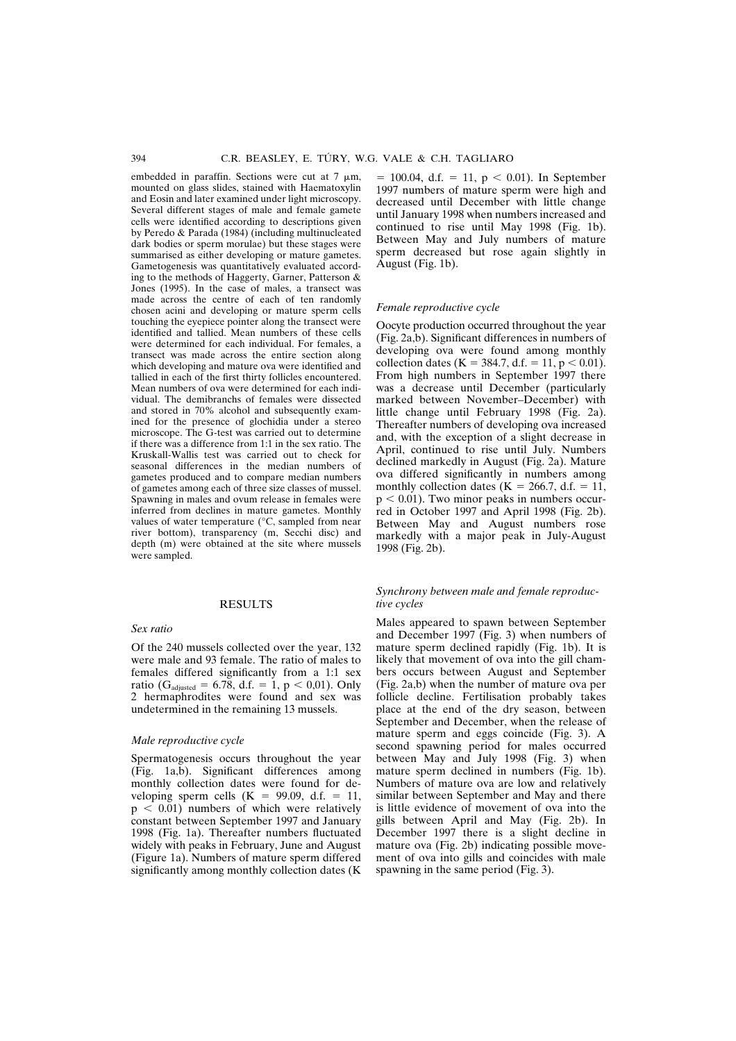embedded in paraffin. Sections were cut at 7 μm, mounted on glass slides, stained with Haematoxylin and Eosin and later examined under light microscopy. Several different stages of male and female gamete cells were identified according to descriptions given by Peredo & Parada (1984) (including multinucleated dark bodies or sperm morulae) but these stages were summarised as either developing or mature gametes. Gametogenesis was quantitatively evaluated according to the methods of Haggerty, Garner, Patterson & Jones (1995). In the case of males, a transect was made across the centre of each of ten randomly chosen acini and developing or mature sperm cells touching the eyepiece pointer along the transect were identified and tallied. Mean numbers of these cells were determined for each individual. For females, a transect was made across the entire section along which developing and mature ova were identified and tallied in each of the first thirty follicles encountered. Mean numbers of ova were determined for each individual. The demibranchs of females were dissected and stored in 70% alcohol and subsequently examined for the presence of glochidia under a stereo microscope. The G-test was carried out to determine if there was a difference from 1:1 in the sex ratio. The Kruskall-Wallis test was carried out to check for seasonal differences in the median numbers of gametes produced and to compare median numbers of gametes among each of three size classes of mussel. Spawning in males and ovum release in females were inferred from declines in mature gametes. Monthly values of water temperature (°C, sampled from near river bottom), transparency (m, Secchi disc) and depth (m) were obtained at the site where mussels were sampled.

## RESULTS

### *Sex ratio*

Of the 240 mussels collected over the year, 132 were male and 93 female. The ratio of males to females differed significantly from a 1:1 sex ratio ($G_{adjusted} = 6.78$, d.f. = 1, $p < 0{,}01$). Only 2 hermaphrodites were found and sex was undetermined in the remaining 13 mussels.

### *Male reproductive cycle*

Spermatogenesis occurs throughout the year (Fig. 1a,b). Significant differences among monthly collection dates were found for developing sperm cells ($K = 99.09$, d.f. = 11, $p < 0.01$) numbers of which were relatively constant between September 1997 and January 1998 (Fig. 1a). Thereafter numbers fluctuated widely with peaks in February, June and August (Figure 1a). Numbers of mature sperm differed significantly among monthly collection dates ($K = 100.04$, d.f. = 11, $p < 0.01$). In September 1997 numbers of mature sperm were high and decreased until December with little change until January 1998 when numbers increased and continued to rise until May 1998 (Fig. 1b). Between May and July numbers of mature sperm decreased but rose again slightly in August (Fig. 1b).

### *Female reproductive cycle*

Oocyte production occurred throughout the year (Fig. 2a,b). Significant differences in numbers of developing ova were found among monthly collection dates ($K = 384.7$, d.f. = 11, $p < 0.01$). From high numbers in September 1997 there was a decrease until December (particularly marked between November–December) with little change until February 1998 (Fig. 2a). Thereafter numbers of developing ova increased and, with the exception of a slight decrease in April, continued to rise until July. Numbers declined markedly in August (Fig. 2a). Mature ova differed significantly in numbers among monthly collection dates ($K = 266.7$, d.f. = 11, $p < 0.01$). Two minor peaks in numbers occurred in October 1997 and April 1998 (Fig. 2b). Between May and August numbers rose markedly with a major peak in July-August 1998 (Fig. 2b).

### *Synchrony between male and female reproductive cycles*

Males appeared to spawn between September and December 1997 (Fig. 3) when numbers of mature sperm declined rapidly (Fig. 1b). It is likely that movement of ova into the gill chambers occurs between August and September (Fig. 2a,b) when the number of mature ova per follicle decline. Fertilisation probably takes place at the end of the dry season, between September and December, when the release of mature sperm and eggs coincide (Fig. 3). A second spawning period for males occurred between May and July 1998 (Fig. 3) when mature sperm declined in numbers (Fig. 1b). Numbers of mature ova are low and relatively similar between September and May and there is little evidence of movement of ova into the gills between April and May (Fig. 2b). In December 1997 there is a slight decline in mature ova (Fig. 2b) indicating possible movement of ova into gills and coincides with male spawning in the same period (Fig. 3).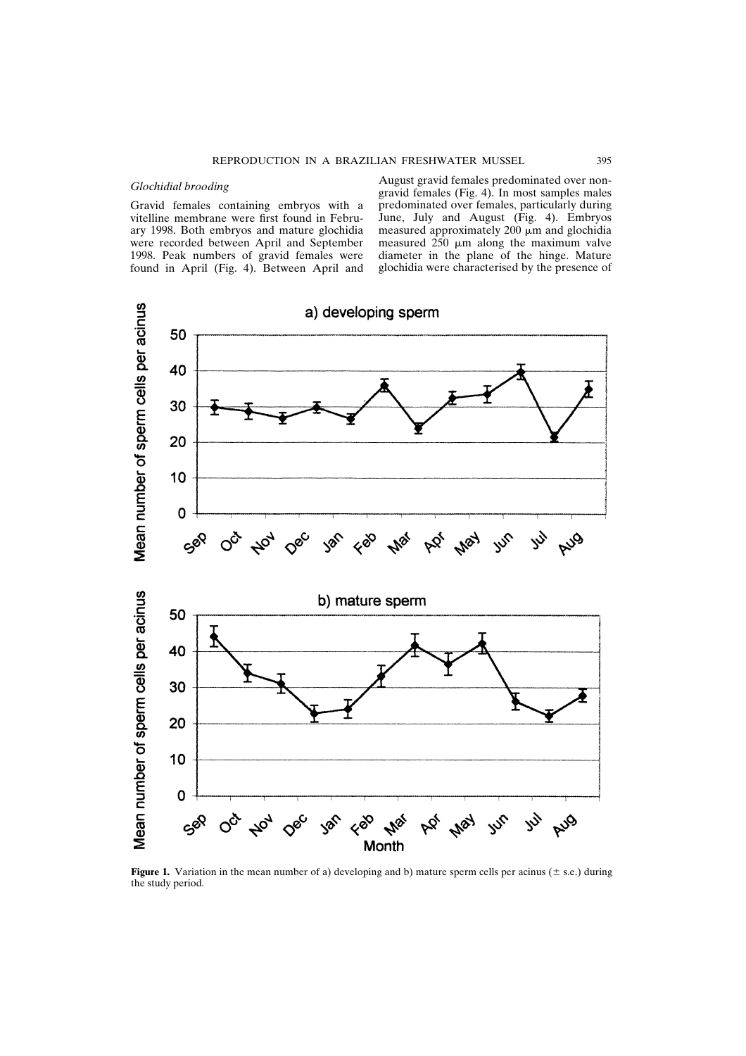### *Glochidial brooding*

Gravid females containing embryos with a vitelline membrane were first found in February 1998. Both embryos and mature glochidia were recorded between April and September 1998. Peak numbers of gravid females were found in April (Fig. 4). Between April and August gravid females predominated over non-gravid females (Fig. 4). In most samples males predominated over females, particularly during June, July and August (Fig. 4). Embryos measured approximately 200 μm and glochidia measured 250 μm along the maximum valve diameter in the plane of the hinge. Mature glochidia were characterised by the presence of

**Figure 1.** Variation in the mean number of a) developing and b) mature sperm cells per acinus (± s.e.) during the study period.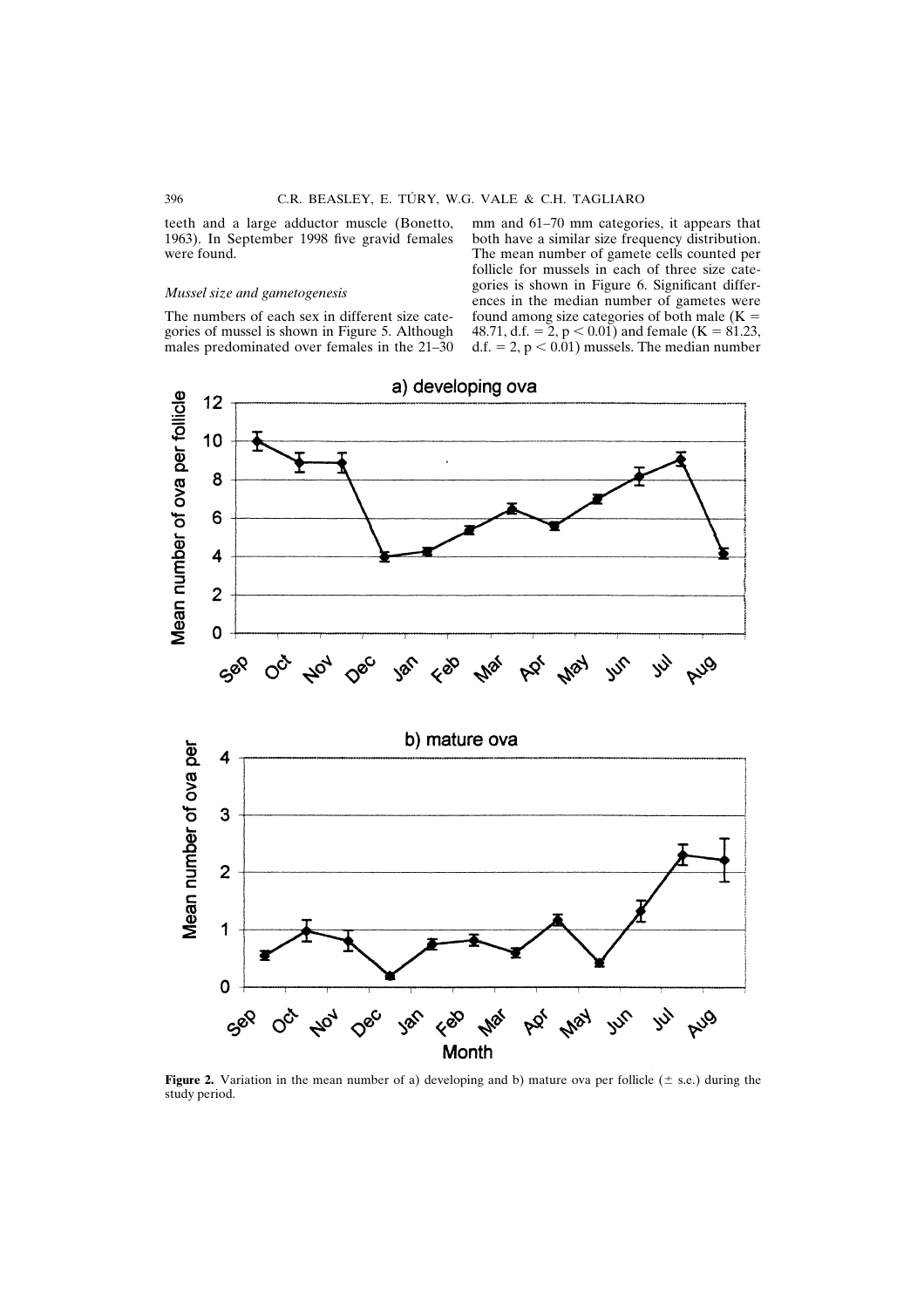teeth and a large adductor muscle (Bonetto, 1963). In September 1998 five gravid females were found.

### *Mussel size and gametogenesis*

The numbers of each sex in different size categories of mussel is shown in Figure 5. Although males predominated over females in the 21–30 mm and 61–70 mm categories, it appears that both have a similar size frequency distribution. The mean number of gamete cells counted per follicle for mussels in each of three size categories is shown in Figure 6. Significant differences in the median number of gametes were found among size categories of both male ($K = 48.71$, d.f. $= 2$, $p < 0.01$) and female ($K = 81.23$, d.f. $= 2$, $p < 0.01$) mussels. The median number

**Figure 2.** Variation in the mean number of a) developing and b) mature ova per follicle (± s.e.) during the study period.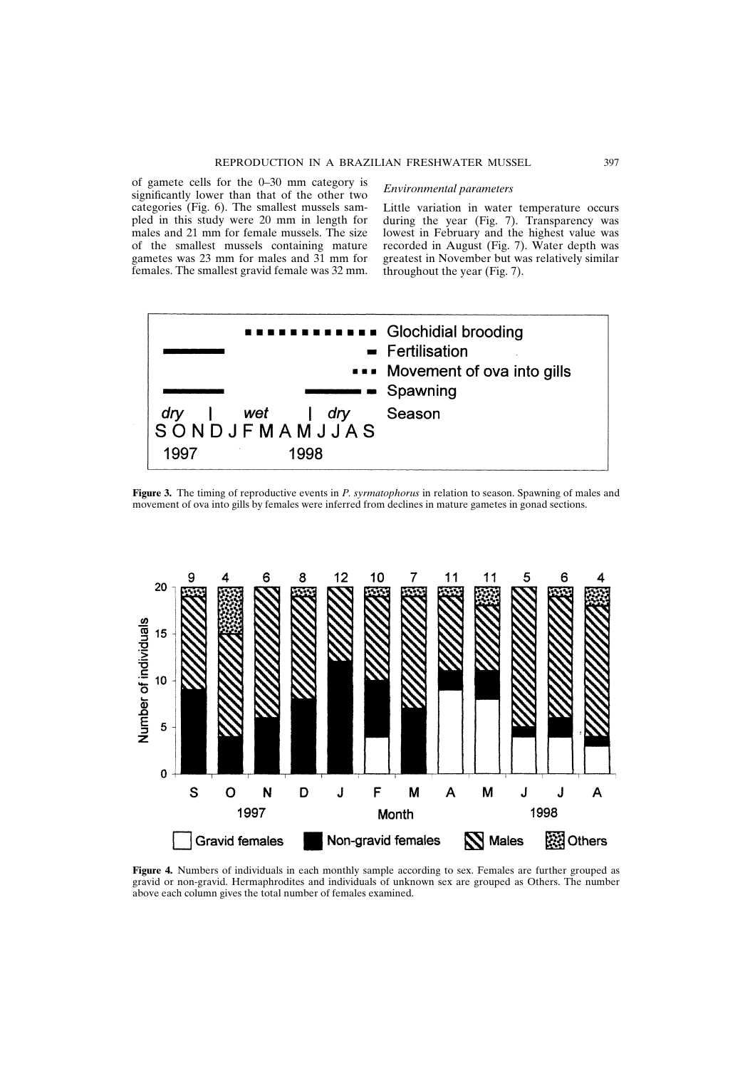of gamete cells for the 0–30 mm category is significantly lower than that of the other two categories (Fig. 6). The smallest mussels sampled in this study were 20 mm in length for males and 21 mm for female mussels. The size of the smallest mussels containing mature gametes was 23 mm for males and 31 mm for females. The smallest gravid female was 32 mm.

### *Environmental parameters*

Little variation in water temperature occurs during the year (Fig. 7). Transparency was lowest in February and the highest value was recorded in August (Fig. 7). Water depth was greatest in November but was relatively similar throughout the year (Fig. 7).

**Figure 3.** The timing of reproductive events in *P. syrmatophorus* in relation to season. Spawning of males and movement of ova into gills by females were inferred from declines in mature gametes in gonad sections.

**Figure 4.** Numbers of individuals in each monthly sample according to sex. Females are further grouped as gravid or non-gravid. Hermaphrodites and individuals of unknown sex are grouped as Others. The number above each column gives the total number of females examined.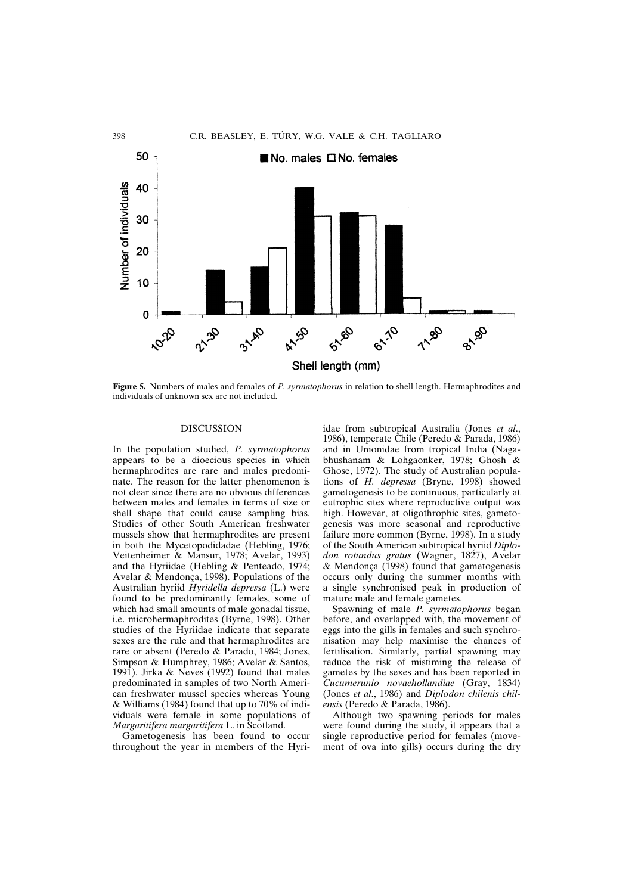**Figure 5.** Numbers of males and females of *P. syrmatophorus* in relation to shell length. Hermaphrodites and individuals of unknown sex are not included.

## DISCUSSION

In the population studied, *P. syrmatophorus* appears to be a dioecious species in which hermaphrodites are rare and males predominate. The reason for the latter phenomenon is not clear since there are no obvious differences between males and females in terms of size or shell shape that could cause sampling bias. Studies of other South American freshwater mussels show that hermaphrodites are present in both the Mycetopodidadae (Hebling, 1976; Veitenheimer & Mansur, 1978; Avelar, 1993) and the Hyriidae (Hebling & Penteado, 1974; Avelar & Mendonça, 1998). Populations of the Australian hyriid *Hyridella depressa* (L.) were found to be predominantly females, some of which had small amounts of male gonadal tissue, i.e. microhermaphrodites (Byrne, 1998). Other studies of the Hyriidae indicate that separate sexes are the rule and that hermaphrodites are rare or absent (Peredo & Parado, 1984; Jones, Simpson & Humphrey, 1986; Avelar & Santos, 1991). Jirka & Neves (1992) found that males predominated in samples of two North American freshwater mussel species whereas Young & Williams (1984) found that up to 70% of individuals were female in some populations of *Margaritifera margaritifera* L. in Scotland.

Gametogenesis has been found to occur throughout the year in members of the Hyriidae from subtropical Australia (Jones *et al*., 1986), temperate Chile (Peredo & Parada, 1986) and in Unionidae from tropical India (Nagabhushanam & Lohgaonker, 1978; Ghosh & Ghose, 1972). The study of Australian populations of *H. depressa* (Bryne, 1998) showed gametogenesis to be continuous, particularly at eutrophic sites where reproductive output was high. However, at oligothrophic sites, gametogenesis was more seasonal and reproductive failure more common (Byrne, 1998). In a study of the South American subtropical hyriid *Diplodon rotundus gratus* (Wagner, 1827), Avelar & Mendonça (1998) found that gametogenesis occurs only during the summer months with a single synchronised peak in production of mature male and female gametes.

Spawning of male *P. syrmatophorus* began before, and overlapped with, the movement of eggs into the gills in females and such synchronisation may help maximise the chances of fertilisation. Similarly, partial spawning may reduce the risk of mistiming the release of gametes by the sexes and has been reported in *Cucumerunio novaehollandiae* (Gray, 1834) (Jones *et al*., 1986) and *Diplodon chilenis chilensis* (Peredo & Parada, 1986).

Although two spawning periods for males were found during the study, it appears that a single reproductive period for females (movement of ova into gills) occurs during the dry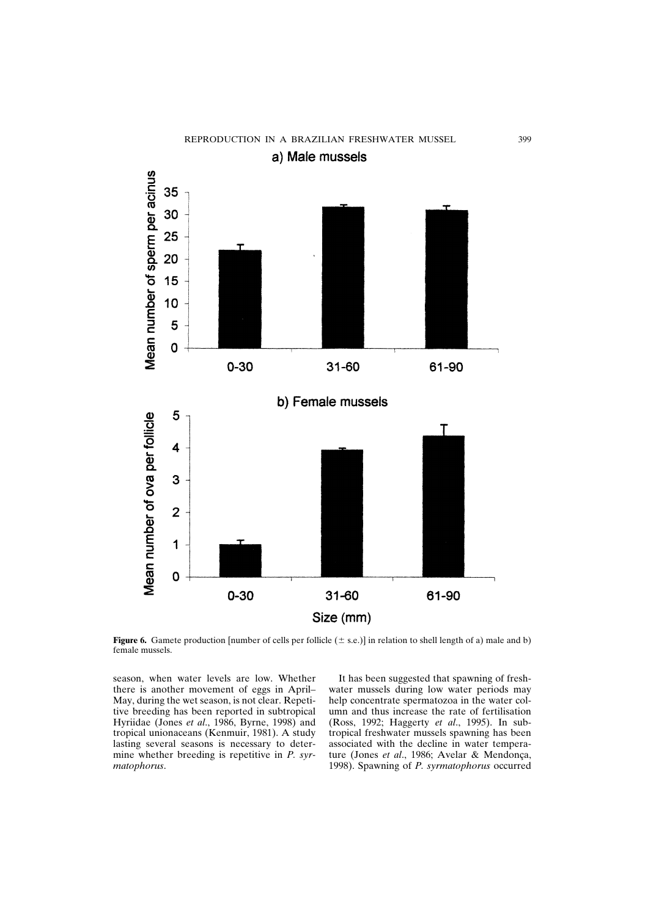**Figure 6.** Gamete production [number of cells per follicle (± s.e.)] in relation to shell length of a) male and b) female mussels.

season, when water levels are low. Whether there is another movement of eggs in April–May, during the wet season, is not clear. Repetitive breeding has been reported in subtropical Hyriidae (Jones *et al*., 1986, Byrne, 1998) and tropical unionaceans (Kenmuir, 1981). A study lasting several seasons is necessary to determine whether breeding is repetitive in *P. syrmatophorus*.

It has been suggested that spawning of freshwater mussels during low water periods may help concentrate spermatozoa in the water column and thus increase the rate of fertilisation (Ross, 1992; Haggerty *et al*., 1995). In subtropical freshwater mussels spawning has been associated with the decline in water temperature (Jones *et al*., 1986; Avelar & Mendonça, 1998). Spawning of *P. syrmatophorus* occurred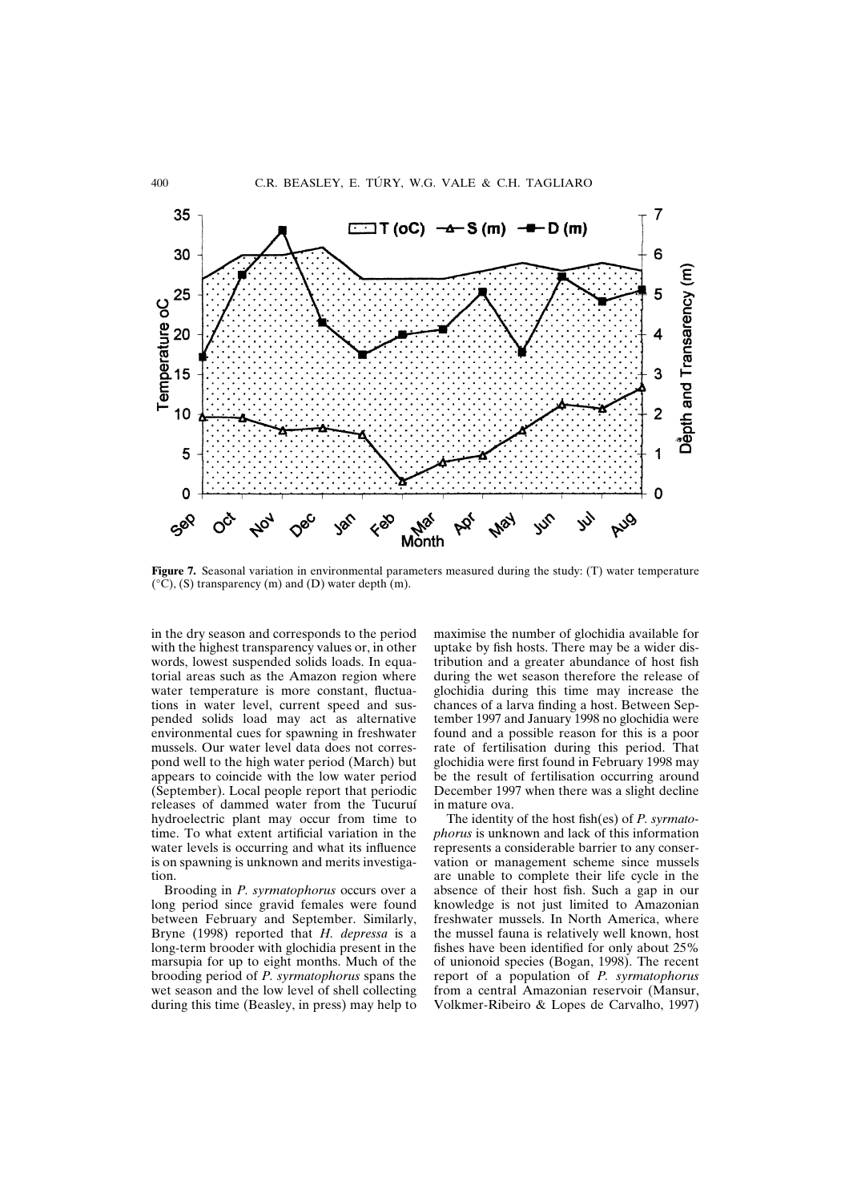**Figure 7.** Seasonal variation in environmental parameters measured during the study: (T) water temperature (°C), (S) transparency (m) and (D) water depth (m).

in the dry season and corresponds to the period with the highest transparency values or, in other words, lowest suspended solids loads. In equatorial areas such as the Amazon region where water temperature is more constant, fluctuations in water level, current speed and suspended solids load may act as alternative environmental cues for spawning in freshwater mussels. Our water level data does not correspond well to the high water period (March) but appears to coincide with the low water period (September). Local people report that periodic releases of dammed water from the Tucuruí hydroelectric plant may occur from time to time. To what extent artificial variation in the water levels is occurring and what its influence is on spawning is unknown and merits investigation.

Brooding in *P. syrmatophorus* occurs over a long period since gravid females were found between February and September. Similarly, Bryne (1998) reported that *H. depressa* is a long-term brooder with glochidia present in the marsupia for up to eight months. Much of the brooding period of *P. syrmatophorus* spans the wet season and the low level of shell collecting during this time (Beasley, in press) may help to maximise the number of glochidia available for uptake by fish hosts. There may be a wider distribution and a greater abundance of host fish during the wet season therefore the release of glochidia during this time may increase the chances of a larva finding a host. Between September 1997 and January 1998 no glochidia were found and a possible reason for this is a poor rate of fertilisation during this period. That glochidia were first found in February 1998 may be the result of fertilisation occurring around December 1997 when there was a slight decline in mature ova.

The identity of the host fish(es) of *P. syrmatophorus* is unknown and lack of this information represents a considerable barrier to any conservation or management scheme since mussels are unable to complete their life cycle in the absence of their host fish. Such a gap in our knowledge is not just limited to Amazonian freshwater mussels. In North America, where the mussel fauna is relatively well known, host fishes have been identified for only about 25% of unionoid species (Bogan, 1998). The recent report of a population of *P. syrmatophorus* from a central Amazonian reservoir (Mansur, Volkmer-Ribeiro & Lopes de Carvalho, 1997)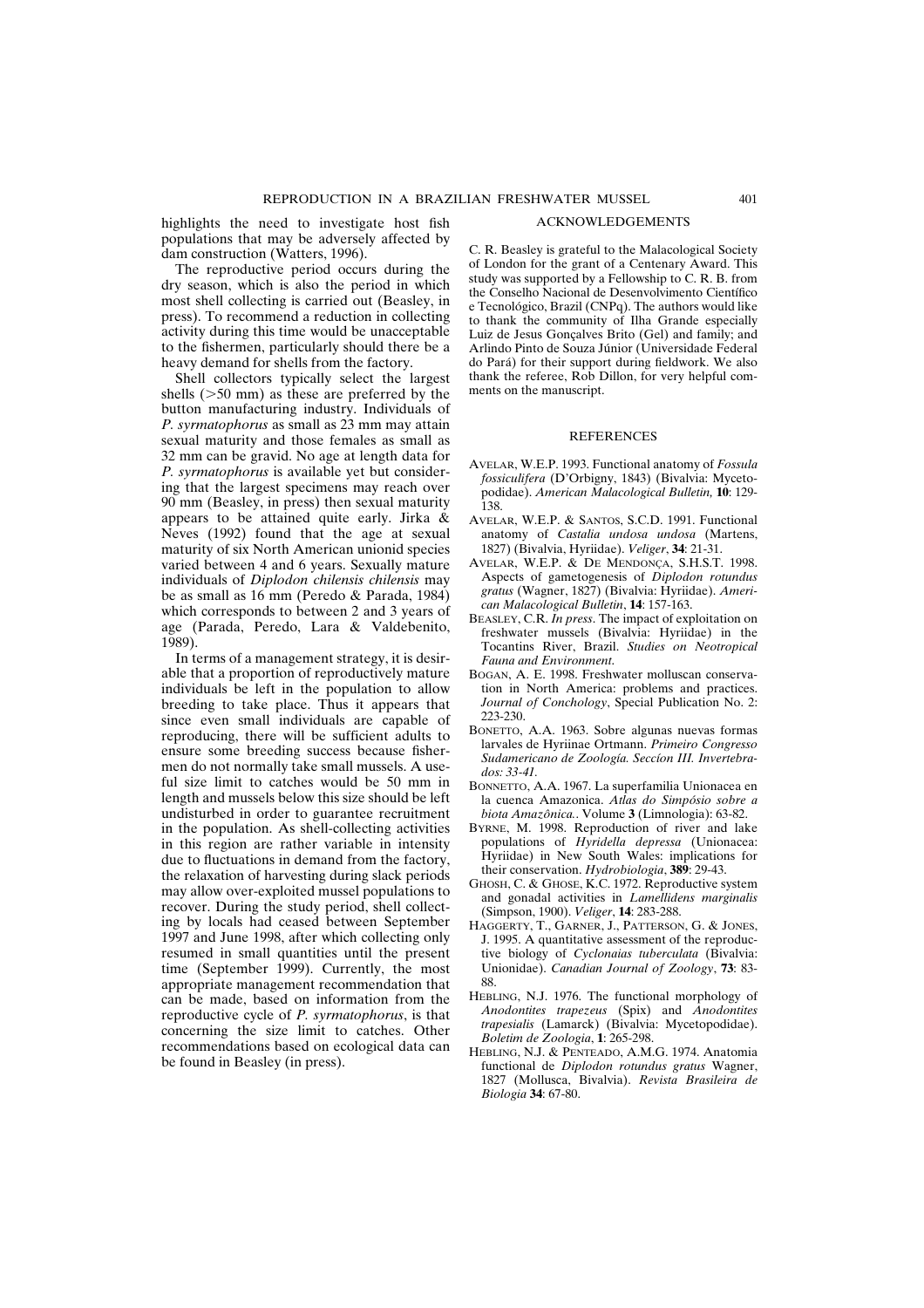highlights the need to investigate host fish populations that may be adversely affected by dam construction (Watters, 1996).

The reproductive period occurs during the dry season, which is also the period in which most shell collecting is carried out (Beasley, in press). To recommend a reduction in collecting activity during this time would be unacceptable to the fishermen, particularly should there be a heavy demand for shells from the factory.

Shell collectors typically select the largest shells (>50 mm) as these are preferred by the button manufacturing industry. Individuals of *P. syrmatophorus* as small as 23 mm may attain sexual maturity and those females as small as 32 mm can be gravid. No age at length data for *P. syrmatophorus* is available yet but considering that the largest specimens may reach over 90 mm (Beasley, in press) then sexual maturity appears to be attained quite early. Jirka & Neves (1992) found that the age at sexual maturity of six North American unionid species varied between 4 and 6 years. Sexually mature individuals of *Diplodon chilensis chilensis* may be as small as 16 mm (Peredo & Parada, 1984) which corresponds to between 2 and 3 years of age (Parada, Peredo, Lara & Valdebenito, 1989).

In terms of a management strategy, it is desirable that a proportion of reproductively mature individuals be left in the population to allow breeding to take place. Thus it appears that since even small individuals are capable of reproducing, there will be sufficient adults to ensure some breeding success because fishermen do not normally take small mussels. A useful size limit to catches would be 50 mm in length and mussels below this size should be left undisturbed in order to guarantee recruitment in the population. As shell-collecting activities in this region are rather variable in intensity due to fluctuations in demand from the factory, the relaxation of harvesting during slack periods may allow over-exploited mussel populations to recover. During the study period, shell collecting by locals had ceased between September 1997 and June 1998, after which collecting only resumed in small quantities until the present time (September 1999). Currently, the most appropriate management recommendation that can be made, based on information from the reproductive cycle of *P. syrmatophorus*, is that concerning the size limit to catches. Other recommendations based on ecological data can be found in Beasley (in press).

## ACKNOWLEDGEMENTS

C. R. Beasley is grateful to the Malacological Society of London for the grant of a Centenary Award. This study was supported by a Fellowship to C. R. B. from the Conselho Nacional de Desenvolvimento Científico e Tecnológico, Brazil (CNPq). The authors would like to thank the community of Ilha Grande especially Luiz de Jesus Gonçalves Brito (Gel) and family; and Arlindo Pinto de Souza Júnior (Universidade Federal do Pará) for their support during fieldwork. We also thank the referee, Rob Dillon, for very helpful comments on the manuscript.

## REFERENCES

AVELAR, W.E.P. 1993. Functional anatomy of *Fossula fossiculifera* (D'Orbigny, 1843) (Bivalvia: Mycetopodidae). *American Malacological Bulletin,* **10**: 129-138.

AVELAR, W.E.P. & SANTOS, S.C.D. 1991. Functional anatomy of *Castalia undosa undosa* (Martens, 1827) (Bivalvia, Hyriidae). *Veliger*, **34**: 21-31.

AVELAR, W.E.P. & DE MENDONÇA, S.H.S.T. 1998. Aspects of gametogenesis of *Diplodon rotundus gratus* (Wagner, 1827) (Bivalvia: Hyriidae). *American Malacological Bulletin*, **14**: 157-163.

BEASLEY, C.R. *In press*. The impact of exploitation on freshwater mussels (Bivalvia: Hyriidae) in the Tocantins River, Brazil. *Studies on Neotropical Fauna and Environment*.

BOGAN, A. E. 1998. Freshwater molluscan conservation in North America: problems and practices. *Journal of Conchology*, Special Publication No. 2: 223-230.

BONETTO, A.A. 1963. Sobre algunas nuevas formas larvales de Hyriinae Ortmann. *Primeiro Congresso Sudamericano de Zoología. Seccíon III. Invertebrados: 33-41.*

BONNETTO, A.A. 1967. La superfamilia Unionacea en la cuenca Amazonica. *Atlas do Simpósio sobre a biota Amazônica.*. Volume **3** (Limnologia): 63-82.

BYRNE, M. 1998. Reproduction of river and lake populations of *Hyridella depressa* (Unionacea: Hyriidae) in New South Wales: implications for their conservation. *Hydrobiologia*, **389**: 29-43.

GHOSH, C. & GHOSE, K.C. 1972. Reproductive system and gonadal activities in *Lamellidens marginalis* (Simpson, 1900). *Veliger*, **14**: 283-288.

HAGGERTY, T., GARNER, J., PATTERSON, G. & JONES, J. 1995. A quantitative assessment of the reproductive biology of *Cyclonaias tuberculata* (Bivalvia: Unionidae). *Canadian Journal of Zoology*, **73**: 83-88.

HEBLING, N.J. 1976. The functional morphology of *Anodontites trapezeus* (Spix) and *Anodontites trapesialis* (Lamarck) (Bivalvia: Mycetopodidae). *Boletim de Zoologia*, **1**: 265-298.

HEBLING, N.J. & PENTEADO, A.M.G. 1974. Anatomia functional de *Diplodon rotundus gratus* Wagner, 1827 (Mollusca, Bivalvia). *Revista Brasileira de Biologia* **34**: 67-80.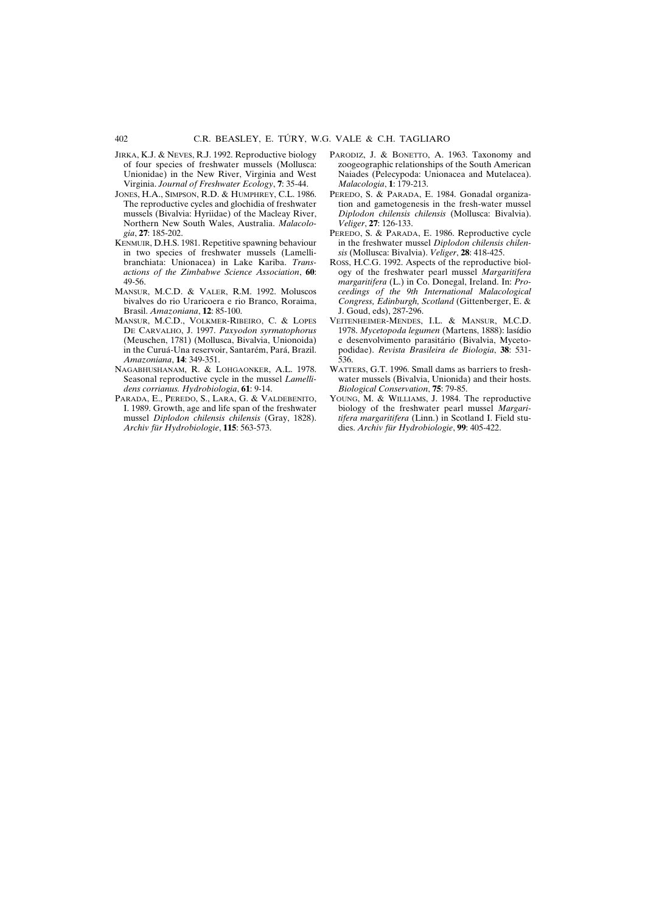JIRKA, K.J. & NEVES, R.J. 1992. Reproductive biology of four species of freshwater mussels (Mollusca: Unionidae) in the New River, Virginia and West Virginia. *Journal of Freshwater Ecology*, **7**: 35-44.

JONES, H.A., SIMPSON, R.D. & HUMPHREY, C.L. 1986. The reproductive cycles and glochidia of freshwater mussels (Bivalvia: Hyriidae) of the Macleay River, Northern New South Wales, Australia. *Malacologia*, **27**: 185-202.

KENMUIR, D.H.S. 1981. Repetitive spawning behaviour in two species of freshwater mussels (Lamellibranchiata: Unionacea) in Lake Kariba. *Transactions of the Zimbabwe Science Association*, **60**: 49-56.

MANSUR, M.C.D. & VALER, R.M. 1992. Moluscos bivalves do rio Uraricoera e rio Branco, Roraima, Brasil. *Amazoniana*, **12**: 85-100.

MANSUR, M.C.D., VOLKMER-RIBEIRO, C. & LOPES DE CARVALHO, J. 1997. *Paxyodon syrmatophorus* (Meuschen, 1781) (Mollusca, Bivalvia, Unionoida) in the Curuá-Una reservoir, Santarém, Pará, Brazil. *Amazoniana*, **14**: 349-351.

NAGABHUSHANAM, R. & LOHGAONKER, A.L. 1978. Seasonal reproductive cycle in the mussel *Lamellidens corrianus. Hydrobiologia*, **61**: 9-14.

PARADA, E., PEREDO, S., LARA, G. & VALDEBENITO, I. 1989. Growth, age and life span of the freshwater mussel *Diplodon chilensis chilensis* (Gray, 1828). *Archiv für Hydrobiologie*, **115**: 563-573.

PARODIZ, J. & BONETTO, A. 1963. Taxonomy and zoogeographic relationships of the South American Naiades (Pelecypoda: Unionacea and Mutelacea). *Malacologia*, **1**: 179-213.

PEREDO, S. & PARADA, E. 1984. Gonadal organization and gametogenesis in the fresh-water mussel *Diplodon chilensis chilensis* (Mollusca: Bivalvia). *Veliger*, **27**: 126-133.

PEREDO, S. & PARADA, E. 1986. Reproductive cycle in the freshwater mussel *Diplodon chilensis chilensis* (Mollusca: Bivalvia). *Veliger*, **28**: 418-425.

ROSS, H.C.G. 1992. Aspects of the reproductive biology of the freshwater pearl mussel *Margaritifera margaritifera* (L.) in Co. Donegal, Ireland. In: *Proceedings of the 9th International Malacological Congress, Edinburgh, Scotland* (Gittenberger, E. & J. Goud, eds), 287-296.

VEITENHEIMER-MENDES, I.L. & MANSUR, M.C.D. 1978. *Mycetopoda legumen* (Martens, 1888): lasídio e desenvolvimento parasitário (Bivalvia, Mycetopodidae). *Revista Brasileira de Biologia*, **38**: 531-536.

WATTERS, G.T. 1996. Small dams as barriers to freshwater mussels (Bivalvia, Unionida) and their hosts. *Biological Conservation*, **75**: 79-85.

YOUNG, M. & WILLIAMS, J. 1984. The reproductive biology of the freshwater pearl mussel *Margaritifera margaritifera* (Linn.) in Scotland I. Field studies. *Archiv für Hydrobiologie*, **99**: 405-422.